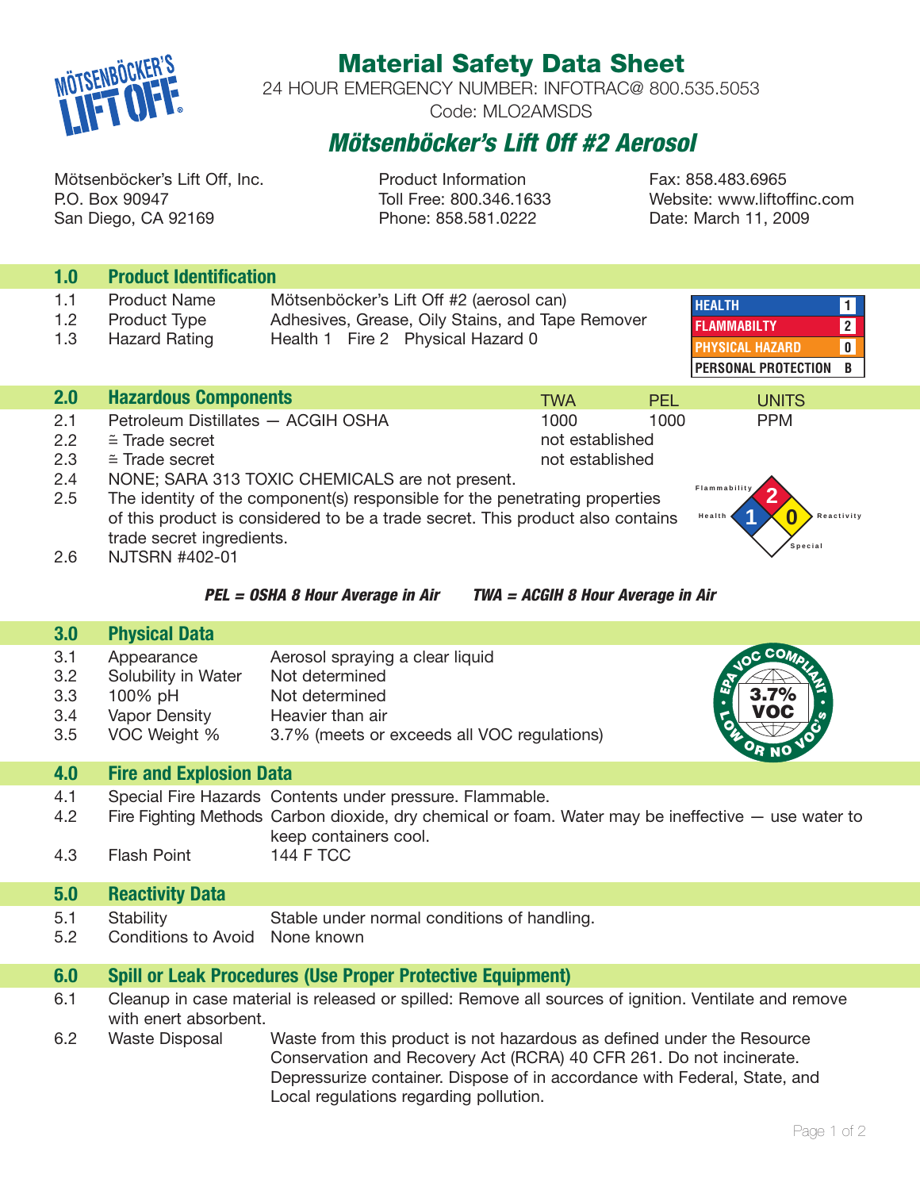# Material Safety Data Sheet

24 HOUR EMERGENCY NUMBER: INFOTRAC@ 800.535.5053

Code: MLO2AMSDS

## *Mötsenböcker's Lift Off #2 Aerosol*

Mötsenböcker's Lift Off, Inc.
P.O. Box 90947
San Diego, CA 92169

Product Information
Toll Free: 800.346.1633
Phone: 858.581.0222

Fax: 858.483.6965
Website: www.liftoffinc.com
Date: March 11, 2009

## 1.0 Product Identification

| | | |
|---|---|---|
| 1.1 | Product Name | Mötsenböcker's Lift Off #2 (aerosol can) |
| 1.2 | Product Type | Adhesives, Grease, Oily Stains, and Tape Remover |
| 1.3 | Hazard Rating | Health 1 Fire 2 Physical Hazard 0 |

| | |
|---|---|
| HEALTH | 1 |
| FLAMMABILTY | 2 |
| PHYSICAL HAZARD | 0 |
| PERSONAL PROTECTION | B |

## 2.0 Hazardous Components

| | | TWA | PEL | UNITS |
|---|---|---|---|---|
| 2.1 | Petroleum Distillates — ACGIH OSHA | 1000 | 1000 | PPM |
| 2.2 | ≅ Trade secret | not established | | |
| 2.3 | ≅ Trade secret | not established | | |

2.4 NONE; SARA 313 TOXIC CHEMICALS are not present.

2.5 The identity of the component(s) responsible for the penetrating properties of this product is considered to be a trade secret. This product also contains trade secret ingredients.

2.6 NJTSRN #402-01

Flammability 2, Health 1, Reactivity 0, Special

***PEL = OSHA 8 Hour Average in Air     TWA = ACGIH 8 Hour Average in Air***

## 3.0 Physical Data

| | | |
|---|---|---|
| 3.1 | Appearance | Aerosol spraying a clear liquid |
| 3.2 | Solubility in Water | Not determined |
| 3.3 | 100% pH | Not determined |
| 3.4 | Vapor Density | Heavier than air |
| 3.5 | VOC Weight % | 3.7% (meets or exceeds all VOC regulations) |

EPA VOC COMPLIANT • 3.7% VOC • LOW OR NO VOC'S

## 4.0 Fire and Explosion Data

| | | |
|---|---|---|
| 4.1 | Special Fire Hazards | Contents under pressure. Flammable. |
| 4.2 | Fire Fighting Methods | Carbon dioxide, dry chemical or foam. Water may be ineffective — use water to keep containers cool. |
| 4.3 | Flash Point | 144 F TCC |

## 5.0 Reactivity Data

| | | |
|---|---|---|
| 5.1 | Stability | Stable under normal conditions of handling. |
| 5.2 | Conditions to Avoid | None known |

## 6.0 Spill or Leak Procedures (Use Proper Protective Equipment)

6.1 Cleanup in case material is released or spilled: Remove all sources of ignition. Ventilate and remove with enert absorbent.

6.2 Waste Disposal: Waste from this product is not hazardous as defined under the Resource Conservation and Recovery Act (RCRA) 40 CFR 261. Do not incinerate. Depressurize container. Dispose of in accordance with Federal, State, and Local regulations regarding pollution.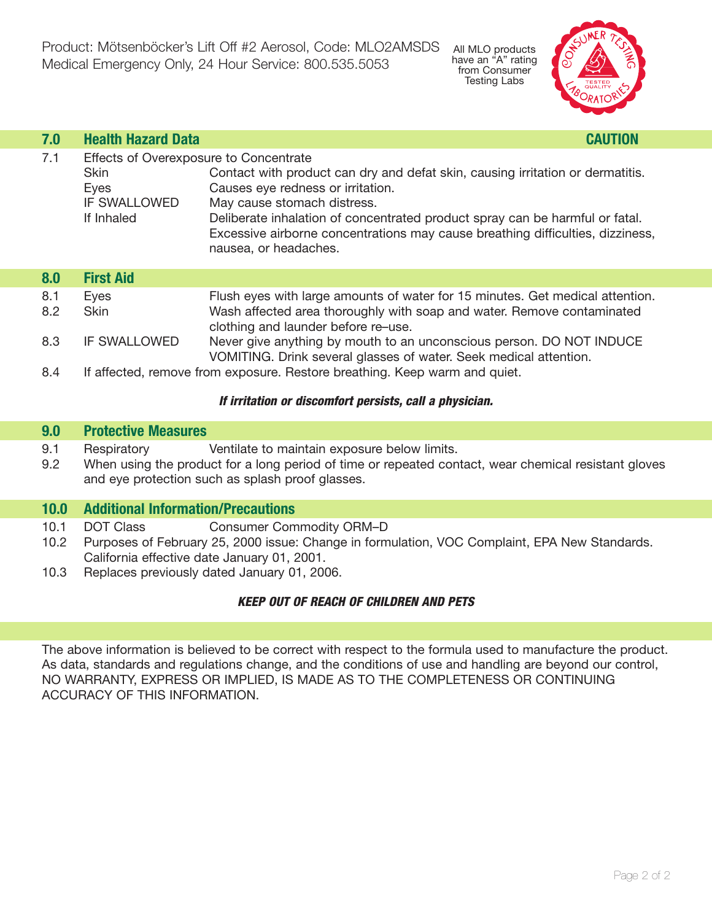Product: Mötsenböcker's Lift Off #2 Aerosol, Code: MLO2AMSDS
Medical Emergency Only, 24 Hour Service: 800.535.5053

All MLO products have an "A" rating from Consumer Testing Labs

## 7.0 Health Hazard Data — CAUTION

7.1 Effects of Overexposure to Concentrate

| | |
|---|---|
| Skin | Contact with product can dry and defat skin, causing irritation or dermatitis. |
| Eyes | Causes eye redness or irritation. |
| IF SWALLOWED | May cause stomach distress. |
| If Inhaled | Deliberate inhalation of concentrated product spray can be harmful or fatal. Excessive airborne concentrations may cause breathing difficulties, dizziness, nausea, or headaches. |

## 8.0 First Aid

| | | |
|---|---|---|
| 8.1 | Eyes | Flush eyes with large amounts of water for 15 minutes. Get medical attention. |
| 8.2 | Skin | Wash affected area thoroughly with soap and water. Remove contaminated clothing and launder before re–use. |
| 8.3 | IF SWALLOWED | Never give anything by mouth to an unconscious person. DO NOT INDUCE VOMITING. Drink several glasses of water. Seek medical attention. |

8.4 If affected, remove from exposure. Restore breathing. Keep warm and quiet.

***If irritation or discomfort persists, call a physician.***

## 9.0 Protective Measures

9.1 Respiratory — Ventilate to maintain exposure below limits.

9.2 When using the product for a long period of time or repeated contact, wear chemical resistant gloves and eye protection such as splash proof glasses.

## 10.0 Additional Information/Precautions

10.1 DOT Class — Consumer Commodity ORM–D

10.2 Purposes of February 25, 2000 issue: Change in formulation, VOC Complaint, EPA New Standards. California effective date January 01, 2001.

10.3 Replaces previously dated January 01, 2006.

***KEEP OUT OF REACH OF CHILDREN AND PETS***

The above information is believed to be correct with respect to the formula used to manufacture the product. As data, standards and regulations change, and the conditions of use and handling are beyond our control, NO WARRANTY, EXPRESS OR IMPLIED, IS MADE AS TO THE COMPLETENESS OR CONTINUING ACCURACY OF THIS INFORMATION.